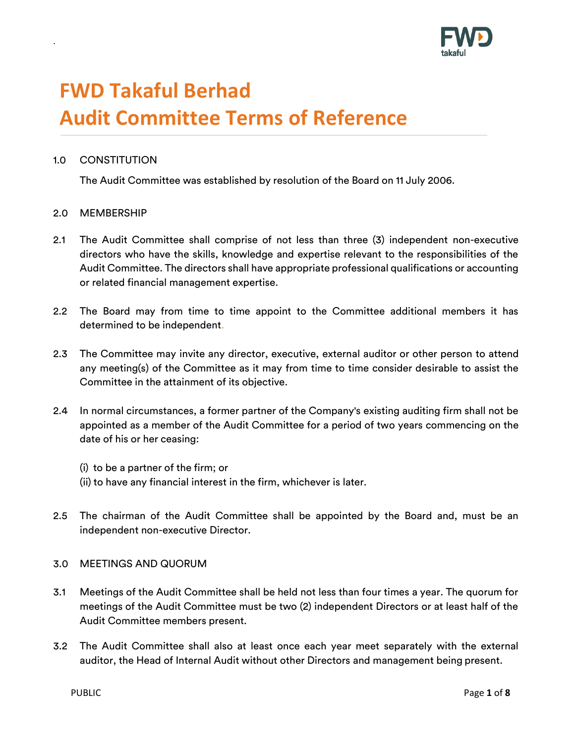# FWD Takaful Berhad
# Audit Committee Terms of Reference

1.0 CONSTITUTION

The Audit Committee was established by resolution of the Board on 11 July 2006.

2.0 MEMBERSHIP

2.1 The Audit Committee shall comprise of not less than three (3) independent non-executive directors who have the skills, knowledge and expertise relevant to the responsibilities of the Audit Committee. The directors shall have appropriate professional qualifications or accounting or related financial management expertise.

2.2 The Board may from time to time appoint to the Committee additional members it has determined to be independent.

2.3 The Committee may invite any director, executive, external auditor or other person to attend any meeting(s) of the Committee as it may from time to time consider desirable to assist the Committee in the attainment of its objective.

2.4 In normal circumstances, a former partner of the Company's existing auditing firm shall not be appointed as a member of the Audit Committee for a period of two years commencing on the date of his or her ceasing:

(i) to be a partner of the firm; or
(ii) to have any financial interest in the firm, whichever is later.

2.5 The chairman of the Audit Committee shall be appointed by the Board and, must be an independent non-executive Director.

3.0 MEETINGS AND QUORUM

3.1 Meetings of the Audit Committee shall be held not less than four times a year. The quorum for meetings of the Audit Committee must be two (2) independent Directors or at least half of the Audit Committee members present.

3.2 The Audit Committee shall also at least once each year meet separately with the external auditor, the Head of Internal Audit without other Directors and management being present.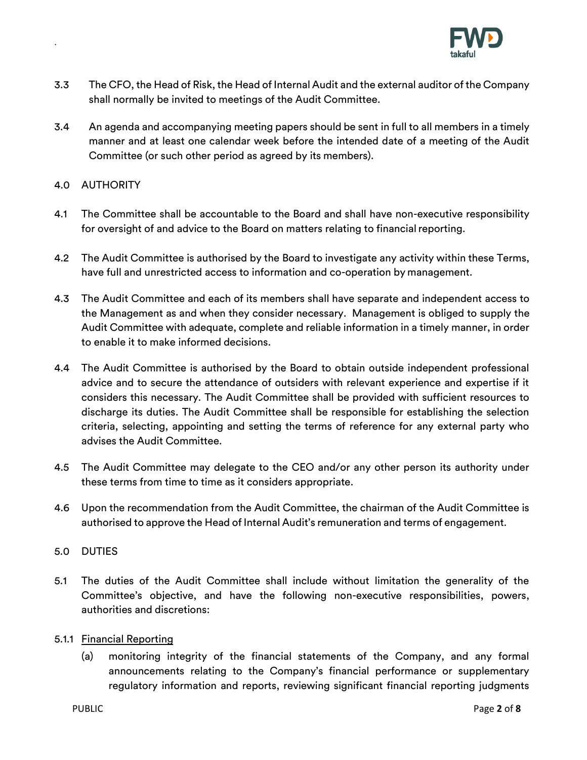3.3 The CFO, the Head of Risk, the Head of Internal Audit and the external auditor of the Company shall normally be invited to meetings of the Audit Committee.

3.4 An agenda and accompanying meeting papers should be sent in full to all members in a timely manner and at least one calendar week before the intended date of a meeting of the Audit Committee (or such other period as agreed by its members).

## 4.0 AUTHORITY

4.1 The Committee shall be accountable to the Board and shall have non-executive responsibility for oversight of and advice to the Board on matters relating to financial reporting.

4.2 The Audit Committee is authorised by the Board to investigate any activity within these Terms, have full and unrestricted access to information and co-operation by management.

4.3 The Audit Committee and each of its members shall have separate and independent access to the Management as and when they consider necessary. Management is obliged to supply the Audit Committee with adequate, complete and reliable information in a timely manner, in order to enable it to make informed decisions.

4.4 The Audit Committee is authorised by the Board to obtain outside independent professional advice and to secure the attendance of outsiders with relevant experience and expertise if it considers this necessary. The Audit Committee shall be provided with sufficient resources to discharge its duties. The Audit Committee shall be responsible for establishing the selection criteria, selecting, appointing and setting the terms of reference for any external party who advises the Audit Committee.

4.5 The Audit Committee may delegate to the CEO and/or any other person its authority under these terms from time to time as it considers appropriate.

4.6 Upon the recommendation from the Audit Committee, the chairman of the Audit Committee is authorised to approve the Head of Internal Audit's remuneration and terms of engagement.

## 5.0 DUTIES

5.1 The duties of the Audit Committee shall include without limitation the generality of the Committee's objective, and have the following non-executive responsibilities, powers, authorities and discretions:

5.1.1 <u>Financial Reporting</u>

(a) monitoring integrity of the financial statements of the Company, and any formal announcements relating to the Company's financial performance or supplementary regulatory information and reports, reviewing significant financial reporting judgments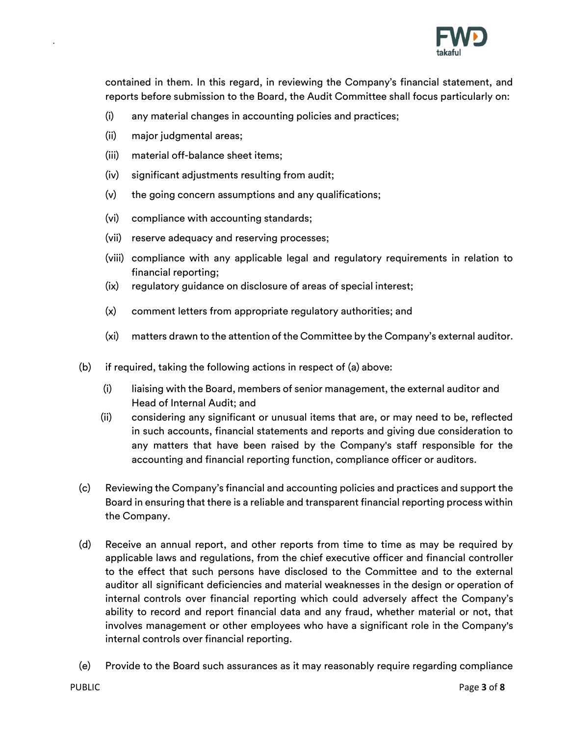contained in them. In this regard, in reviewing the Company's financial statement, and reports before submission to the Board, the Audit Committee shall focus particularly on:

(i) any material changes in accounting policies and practices;

(ii) major judgmental areas;

(iii) material off-balance sheet items;

(iv) significant adjustments resulting from audit;

(v) the going concern assumptions and any qualifications;

(vi) compliance with accounting standards;

(vii) reserve adequacy and reserving processes;

(viii) compliance with any applicable legal and regulatory requirements in relation to financial reporting;

(ix) regulatory guidance on disclosure of areas of special interest;

(x) comment letters from appropriate regulatory authorities; and

(xi) matters drawn to the attention of the Committee by the Company's external auditor.

(b) if required, taking the following actions in respect of (a) above:

(i) liaising with the Board, members of senior management, the external auditor and Head of Internal Audit; and

(ii) considering any significant or unusual items that are, or may need to be, reflected in such accounts, financial statements and reports and giving due consideration to any matters that have been raised by the Company's staff responsible for the accounting and financial reporting function, compliance officer or auditors.

(c) Reviewing the Company's financial and accounting policies and practices and support the Board in ensuring that there is a reliable and transparent financial reporting process within the Company.

(d) Receive an annual report, and other reports from time to time as may be required by applicable laws and regulations, from the chief executive officer and financial controller to the effect that such persons have disclosed to the Committee and to the external auditor all significant deficiencies and material weaknesses in the design or operation of internal controls over financial reporting which could adversely affect the Company's ability to record and report financial data and any fraud, whether material or not, that involves management or other employees who have a significant role in the Company's internal controls over financial reporting.

(e) Provide to the Board such assurances as it may reasonably require regarding compliance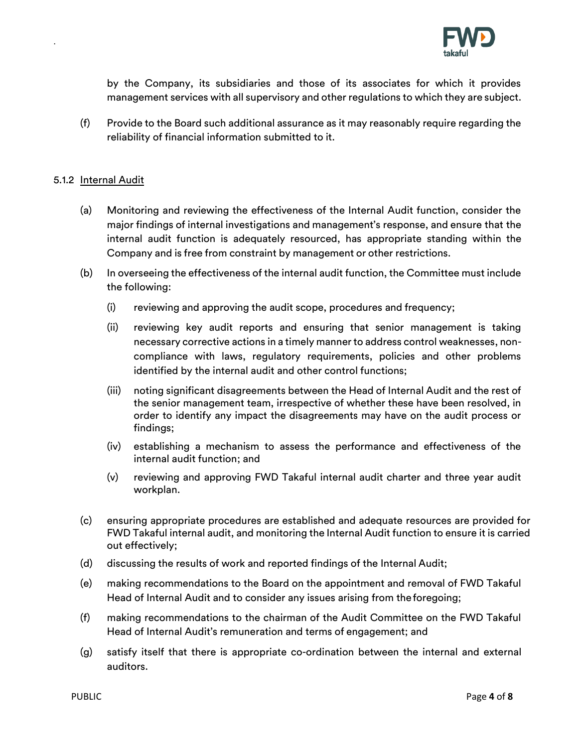by the Company, its subsidiaries and those of its associates for which it provides management services with all supervisory and other regulations to which they are subject.

(f) Provide to the Board such additional assurance as it may reasonably require regarding the reliability of financial information submitted to it.

5.1.2 Internal Audit

(a) Monitoring and reviewing the effectiveness of the Internal Audit function, consider the major findings of internal investigations and management's response, and ensure that the internal audit function is adequately resourced, has appropriate standing within the Company and is free from constraint by management or other restrictions.

(b) In overseeing the effectiveness of the internal audit function, the Committee must include the following:

   (i) reviewing and approving the audit scope, procedures and frequency;

   (ii) reviewing key audit reports and ensuring that senior management is taking necessary corrective actions in a timely manner to address control weaknesses, non-compliance with laws, regulatory requirements, policies and other problems identified by the internal audit and other control functions;

   (iii) noting significant disagreements between the Head of Internal Audit and the rest of the senior management team, irrespective of whether these have been resolved, in order to identify any impact the disagreements may have on the audit process or findings;

   (iv) establishing a mechanism to assess the performance and effectiveness of the internal audit function; and

   (v) reviewing and approving FWD Takaful internal audit charter and three year audit workplan.

(c) ensuring appropriate procedures are established and adequate resources are provided for FWD Takaful internal audit, and monitoring the Internal Audit function to ensure it is carried out effectively;

(d) discussing the results of work and reported findings of the Internal Audit;

(e) making recommendations to the Board on the appointment and removal of FWD Takaful Head of Internal Audit and to consider any issues arising from the foregoing;

(f) making recommendations to the chairman of the Audit Committee on the FWD Takaful Head of Internal Audit's remuneration and terms of engagement; and

(g) satisfy itself that there is appropriate co-ordination between the internal and external auditors.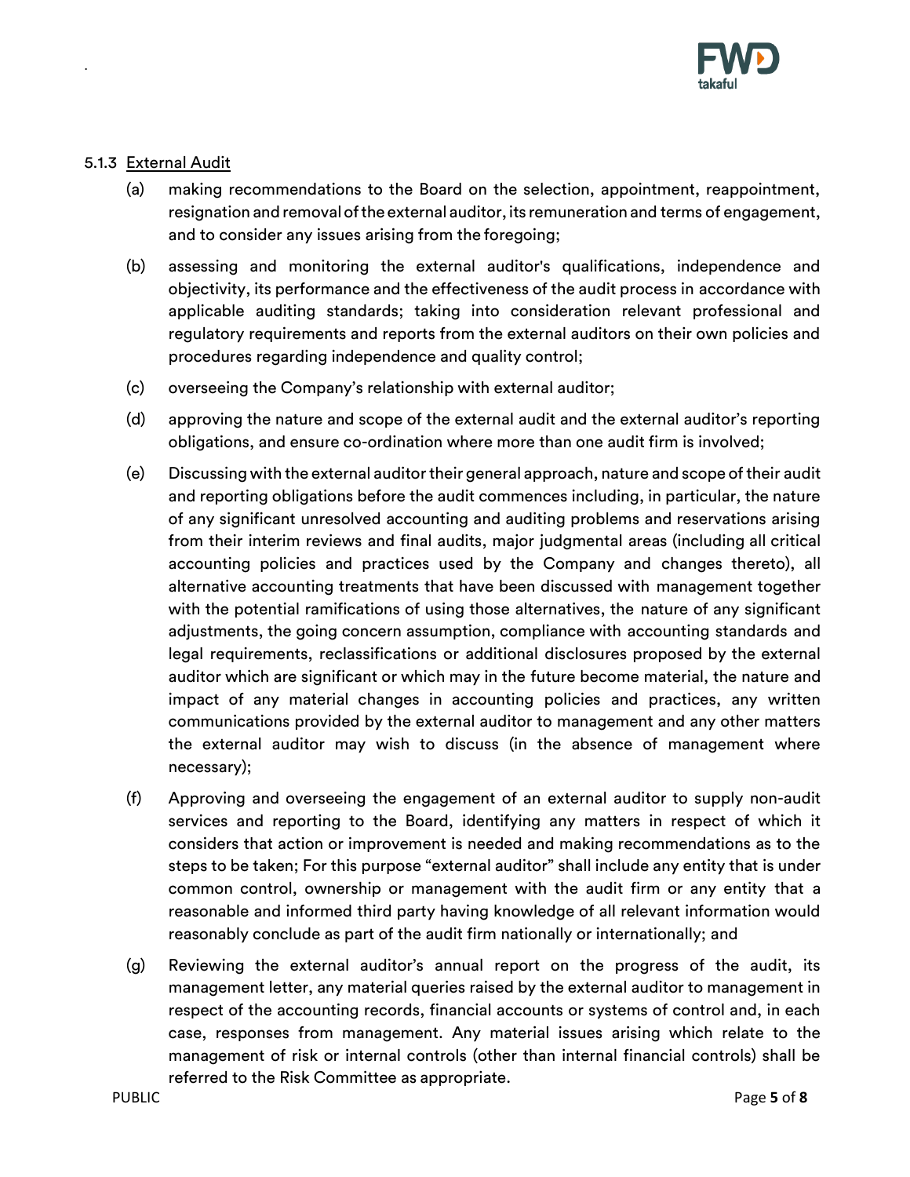5.1.3 <u>External Audit</u>

(a) making recommendations to the Board on the selection, appointment, reappointment, resignation and removal of the external auditor, its remuneration and terms of engagement, and to consider any issues arising from the foregoing;

(b) assessing and monitoring the external auditor's qualifications, independence and objectivity, its performance and the effectiveness of the audit process in accordance with applicable auditing standards; taking into consideration relevant professional and regulatory requirements and reports from the external auditors on their own policies and procedures regarding independence and quality control;

(c) overseeing the Company's relationship with external auditor;

(d) approving the nature and scope of the external audit and the external auditor's reporting obligations, and ensure co-ordination where more than one audit firm is involved;

(e) Discussing with the external auditor their general approach, nature and scope of their audit and reporting obligations before the audit commences including, in particular, the nature of any significant unresolved accounting and auditing problems and reservations arising from their interim reviews and final audits, major judgmental areas (including all critical accounting policies and practices used by the Company and changes thereto), all alternative accounting treatments that have been discussed with management together with the potential ramifications of using those alternatives, the nature of any significant adjustments, the going concern assumption, compliance with accounting standards and legal requirements, reclassifications or additional disclosures proposed by the external auditor which are significant or which may in the future become material, the nature and impact of any material changes in accounting policies and practices, any written communications provided by the external auditor to management and any other matters the external auditor may wish to discuss (in the absence of management where necessary);

(f) Approving and overseeing the engagement of an external auditor to supply non-audit services and reporting to the Board, identifying any matters in respect of which it considers that action or improvement is needed and making recommendations as to the steps to be taken; For this purpose "external auditor" shall include any entity that is under common control, ownership or management with the audit firm or any entity that a reasonable and informed third party having knowledge of all relevant information would reasonably conclude as part of the audit firm nationally or internationally; and

(g) Reviewing the external auditor's annual report on the progress of the audit, its management letter, any material queries raised by the external auditor to management in respect of the accounting records, financial accounts or systems of control and, in each case, responses from management. Any material issues arising which relate to the management of risk or internal controls (other than internal financial controls) shall be referred to the Risk Committee as appropriate.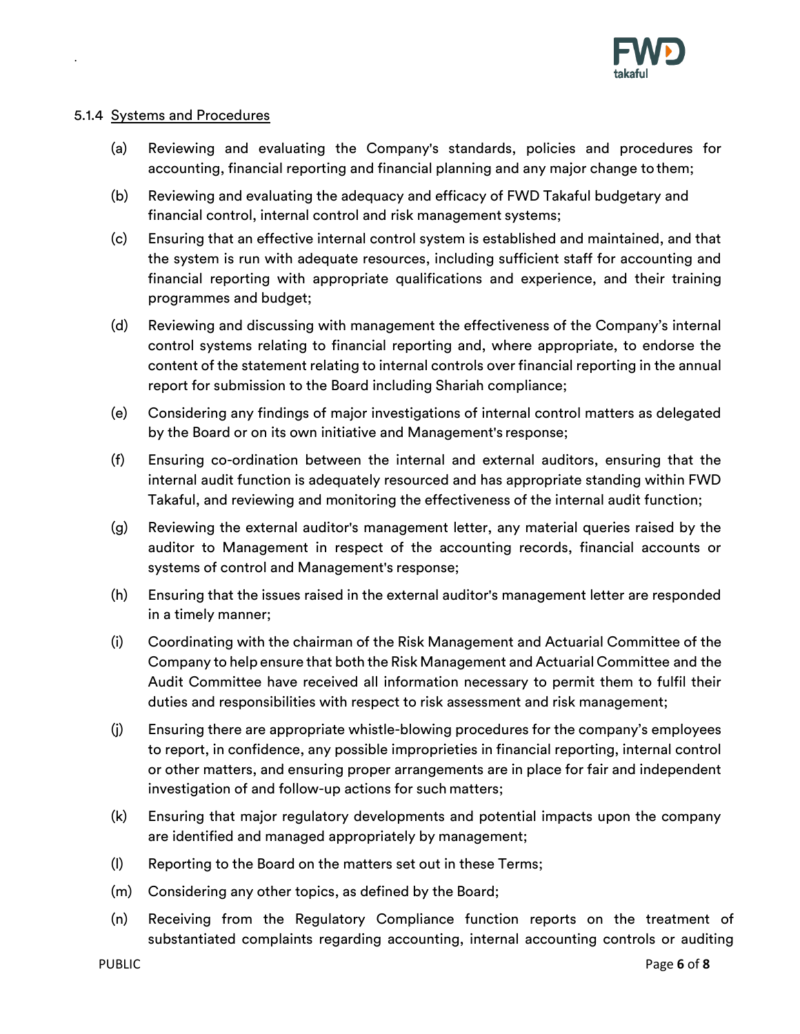5.1.4 Systems and Procedures

(a) Reviewing and evaluating the Company's standards, policies and procedures for accounting, financial reporting and financial planning and any major change to them;

(b) Reviewing and evaluating the adequacy and efficacy of FWD Takaful budgetary and financial control, internal control and risk management systems;

(c) Ensuring that an effective internal control system is established and maintained, and that the system is run with adequate resources, including sufficient staff for accounting and financial reporting with appropriate qualifications and experience, and their training programmes and budget;

(d) Reviewing and discussing with management the effectiveness of the Company's internal control systems relating to financial reporting and, where appropriate, to endorse the content of the statement relating to internal controls over financial reporting in the annual report for submission to the Board including Shariah compliance;

(e) Considering any findings of major investigations of internal control matters as delegated by the Board or on its own initiative and Management's response;

(f) Ensuring co-ordination between the internal and external auditors, ensuring that the internal audit function is adequately resourced and has appropriate standing within FWD Takaful, and reviewing and monitoring the effectiveness of the internal audit function;

(g) Reviewing the external auditor's management letter, any material queries raised by the auditor to Management in respect of the accounting records, financial accounts or systems of control and Management's response;

(h) Ensuring that the issues raised in the external auditor's management letter are responded in a timely manner;

(i) Coordinating with the chairman of the Risk Management and Actuarial Committee of the Company to help ensure that both the Risk Management and Actuarial Committee and the Audit Committee have received all information necessary to permit them to fulfil their duties and responsibilities with respect to risk assessment and risk management;

(j) Ensuring there are appropriate whistle-blowing procedures for the company's employees to report, in confidence, any possible improprieties in financial reporting, internal control or other matters, and ensuring proper arrangements are in place for fair and independent investigation of and follow-up actions for such matters;

(k) Ensuring that major regulatory developments and potential impacts upon the company are identified and managed appropriately by management;

(l) Reporting to the Board on the matters set out in these Terms;

(m) Considering any other topics, as defined by the Board;

(n) Receiving from the Regulatory Compliance function reports on the treatment of substantiated complaints regarding accounting, internal accounting controls or auditing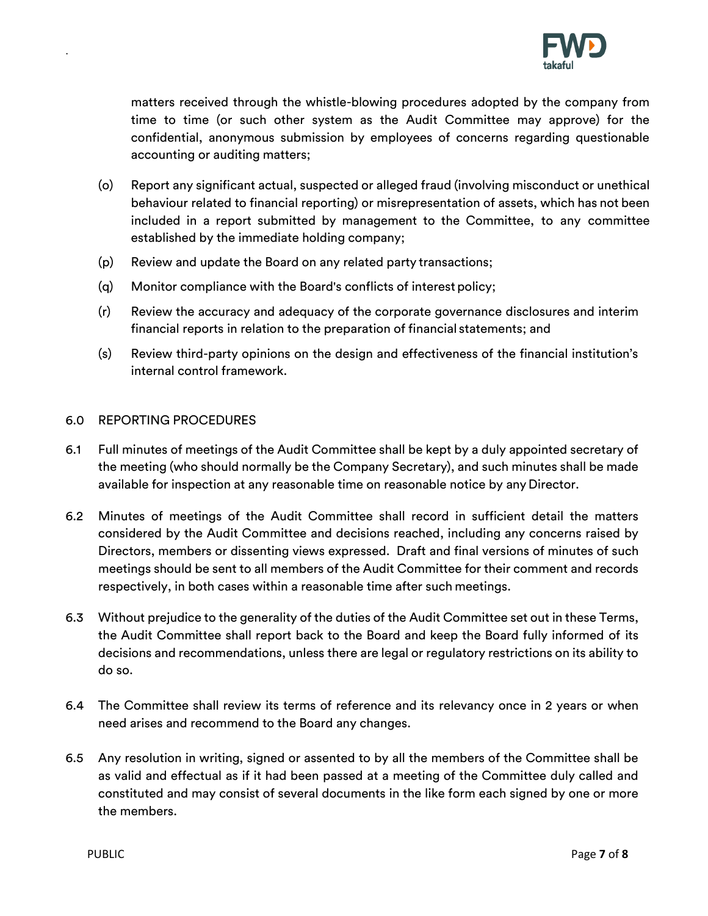matters received through the whistle-blowing procedures adopted by the company from time to time (or such other system as the Audit Committee may approve) for the confidential, anonymous submission by employees of concerns regarding questionable accounting or auditing matters;

(o) Report any significant actual, suspected or alleged fraud (involving misconduct or unethical behaviour related to financial reporting) or misrepresentation of assets, which has not been included in a report submitted by management to the Committee, to any committee established by the immediate holding company;

(p) Review and update the Board on any related party transactions;

(q) Monitor compliance with the Board's conflicts of interest policy;

(r) Review the accuracy and adequacy of the corporate governance disclosures and interim financial reports in relation to the preparation of financial statements; and

(s) Review third-party opinions on the design and effectiveness of the financial institution's internal control framework.

## 6.0 REPORTING PROCEDURES

6.1 Full minutes of meetings of the Audit Committee shall be kept by a duly appointed secretary of the meeting (who should normally be the Company Secretary), and such minutes shall be made available for inspection at any reasonable time on reasonable notice by any Director.

6.2 Minutes of meetings of the Audit Committee shall record in sufficient detail the matters considered by the Audit Committee and decisions reached, including any concerns raised by Directors, members or dissenting views expressed. Draft and final versions of minutes of such meetings should be sent to all members of the Audit Committee for their comment and records respectively, in both cases within a reasonable time after such meetings.

6.3 Without prejudice to the generality of the duties of the Audit Committee set out in these Terms, the Audit Committee shall report back to the Board and keep the Board fully informed of its decisions and recommendations, unless there are legal or regulatory restrictions on its ability to do so.

6.4 The Committee shall review its terms of reference and its relevancy once in 2 years or when need arises and recommend to the Board any changes.

6.5 Any resolution in writing, signed or assented to by all the members of the Committee shall be as valid and effectual as if it had been passed at a meeting of the Committee duly called and constituted and may consist of several documents in the like form each signed by one or more the members.